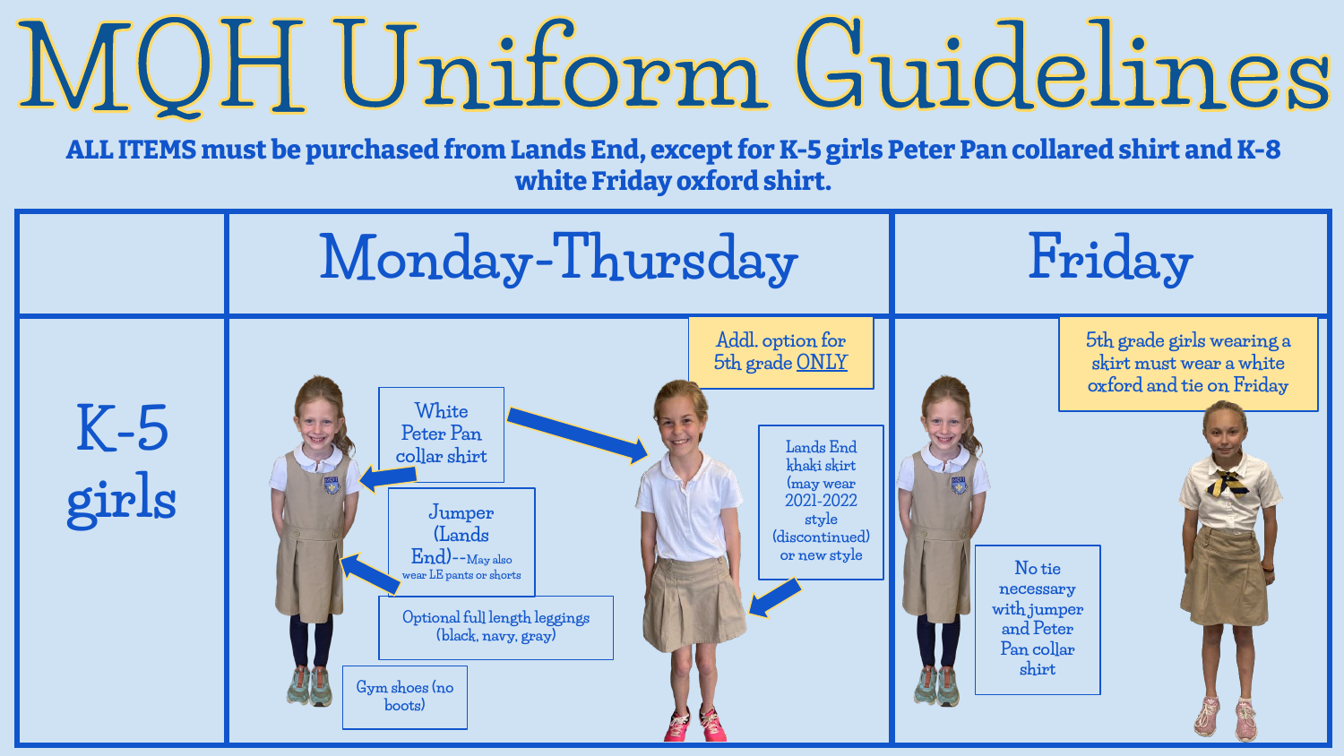# MQH Uniform Guidelines

**ALL ITEMS must be purchased from Lands End, except for K-5 girls Peter Pan collared shirt and K-8 white Friday oxford shirt.**

| | Monday-Thursday | Friday |
|---|---|---|
| K-5 girls | White Peter Pan collar shirt<br><br>Jumper (Lands End)--May also wear LE pants or shorts<br><br>Optional full length leggings (black, navy, gray)<br><br>Gym shoes (no boots)<br><br>Addl. option for 5th grade ONLY<br><br>Lands End khaki skirt (may wear 2021-2022 style (discontinued) or new style | No tie necessary with jumper and Peter Pan collar shirt<br><br>5th grade girls wearing a skirt must wear a white oxford and tie on Friday |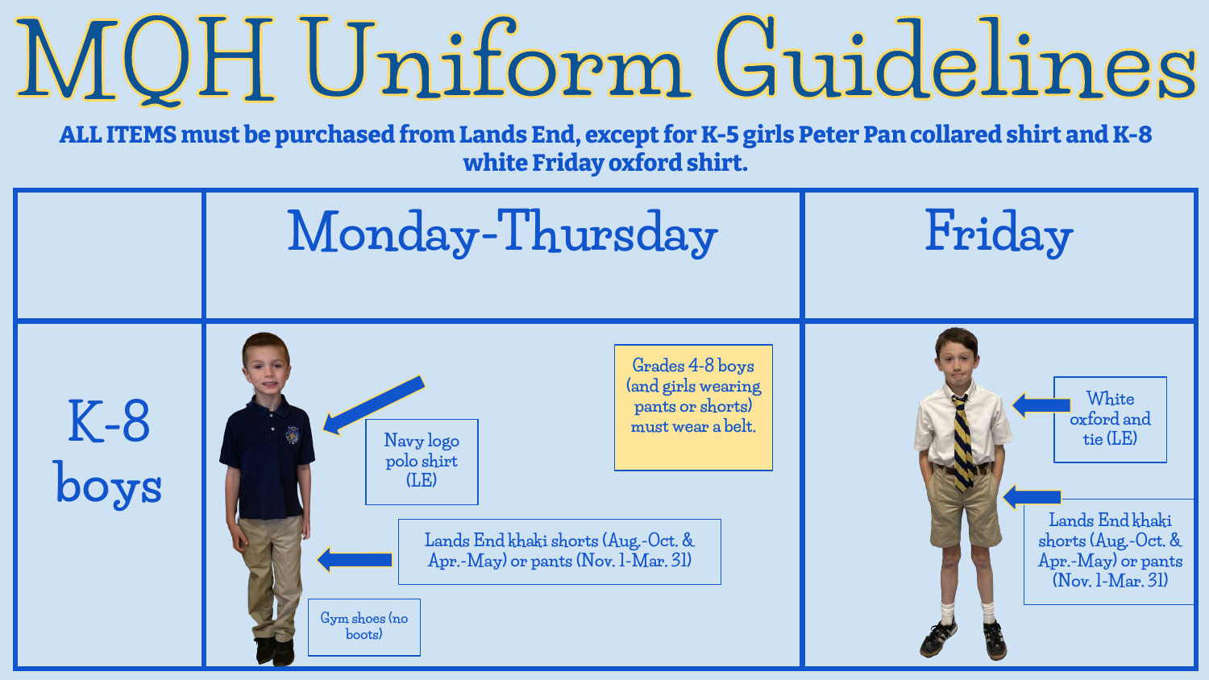# MQH Uniform Guidelines

**ALL ITEMS must be purchased from Lands End, except for K-5 girls Peter Pan collared shirt and K-8 white Friday oxford shirt.**

| | Monday-Thursday | Friday |
|---|---|---|
| K-8 boys | Navy logo polo shirt (LE)<br>Grades 4-8 boys (and girls wearing pants or shorts) must wear a belt.<br>Lands End khaki shorts (Aug.-Oct. & Apr.-May) or pants (Nov. 1-Mar. 31)<br>Gym shoes (no boots) | White oxford and tie (LE)<br>Lands End khaki shorts (Aug.-Oct. & Apr.-May) or pants (Nov. 1-Mar. 31) |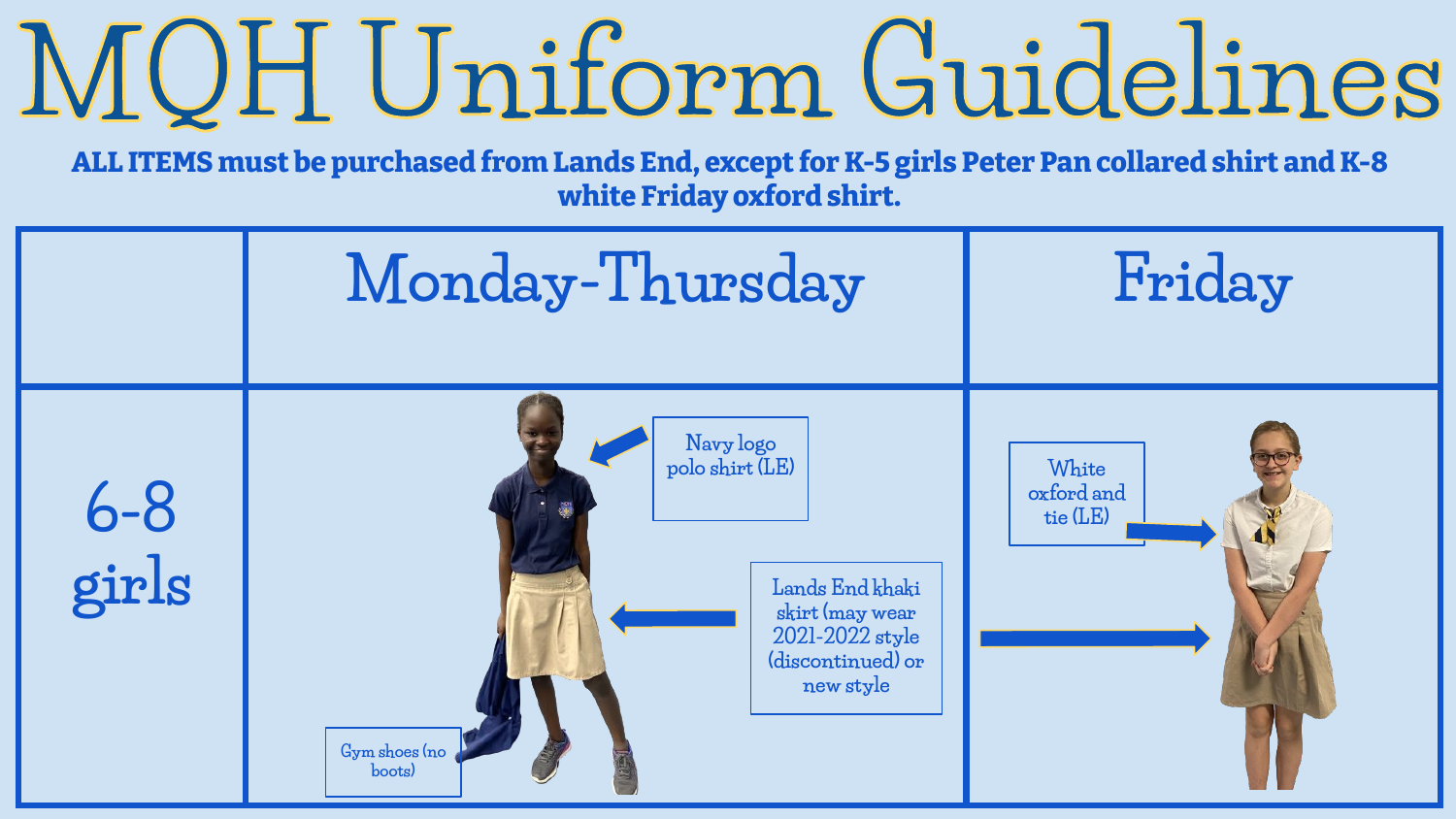# MQH Uniform Guidelines

**ALL ITEMS must be purchased from Lands End, except for K-5 girls Peter Pan collared shirt and K-8 white Friday oxford shirt.**

| | Monday-Thursday | Friday |
|---|---|---|
| 6-8 girls | Navy logo polo shirt (LE)<br>Lands End khaki skirt (may wear 2021-2022 style (discontinued) or new style<br>Gym shoes (no boots) | White oxford and tie (LE) |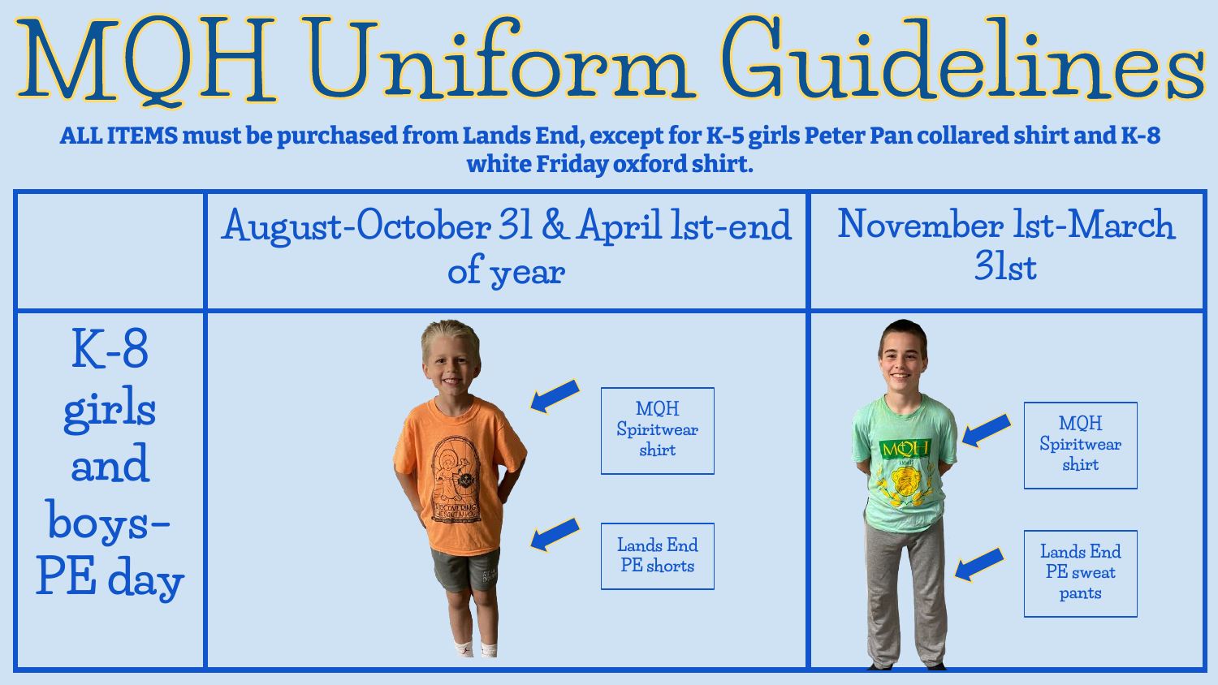# MQH Uniform Guidelines

**ALL ITEMS must be purchased from Lands End, except for K-5 girls Peter Pan collared shirt and K-8 white Friday oxford shirt.**

| | August-October 31 & April 1st-end of year | November 1st-March 31st |
|---|---|---|
| K-8 girls and boys- PE day | MQH Spiritwear shirt<br>Lands End PE shorts | MQH Spiritwear shirt<br>Lands End PE sweat pants |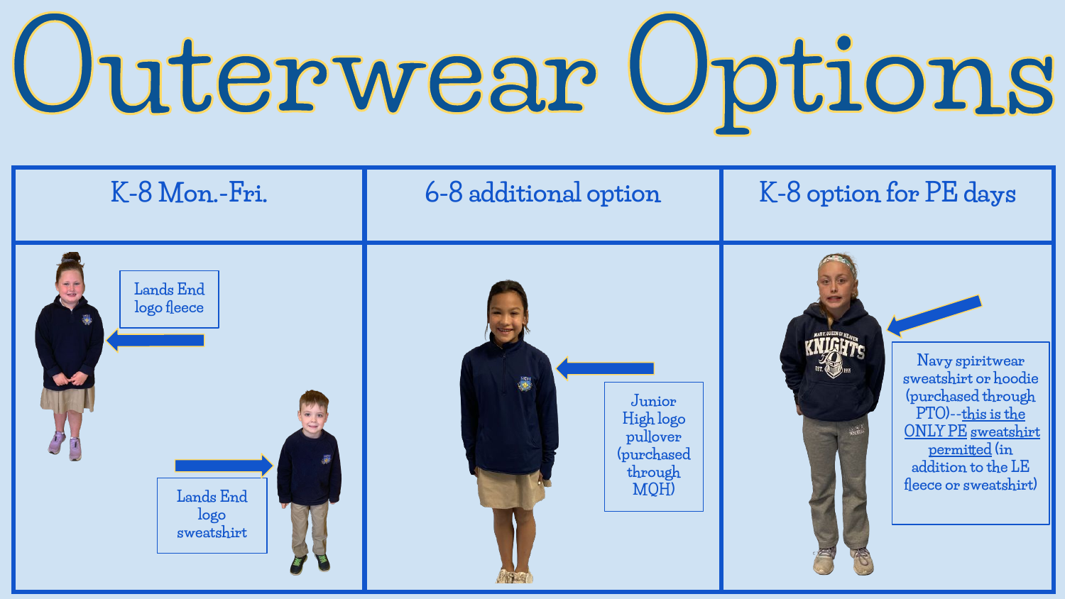# Outerwear Options

| K-8 Mon.-Fri. | 6-8 additional option | K-8 option for PE days |
| --- | --- | --- |
| Lands End logo fleece<br>Lands End logo sweatshirt | Junior High logo pullover (purchased through MQH) | Navy spiritwear sweatshirt or hoodie (purchased through PTO)--this is the ONLY PE sweatshirt permitted (in addition to the LE fleece or sweatshirt) |